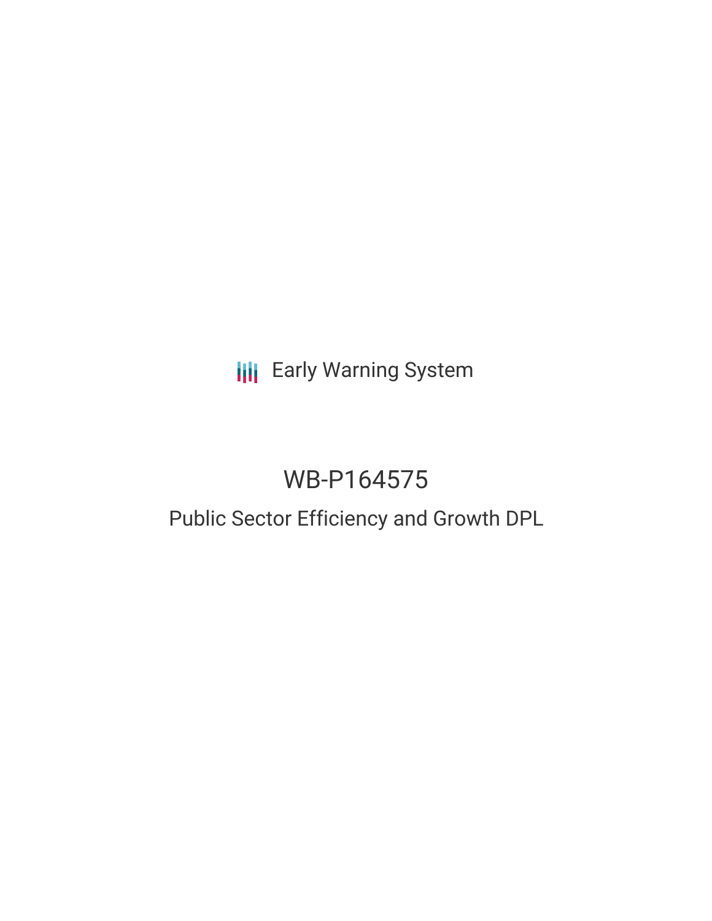Early Warning System

# WB-P164575

## Public Sector Efficiency and Growth DPL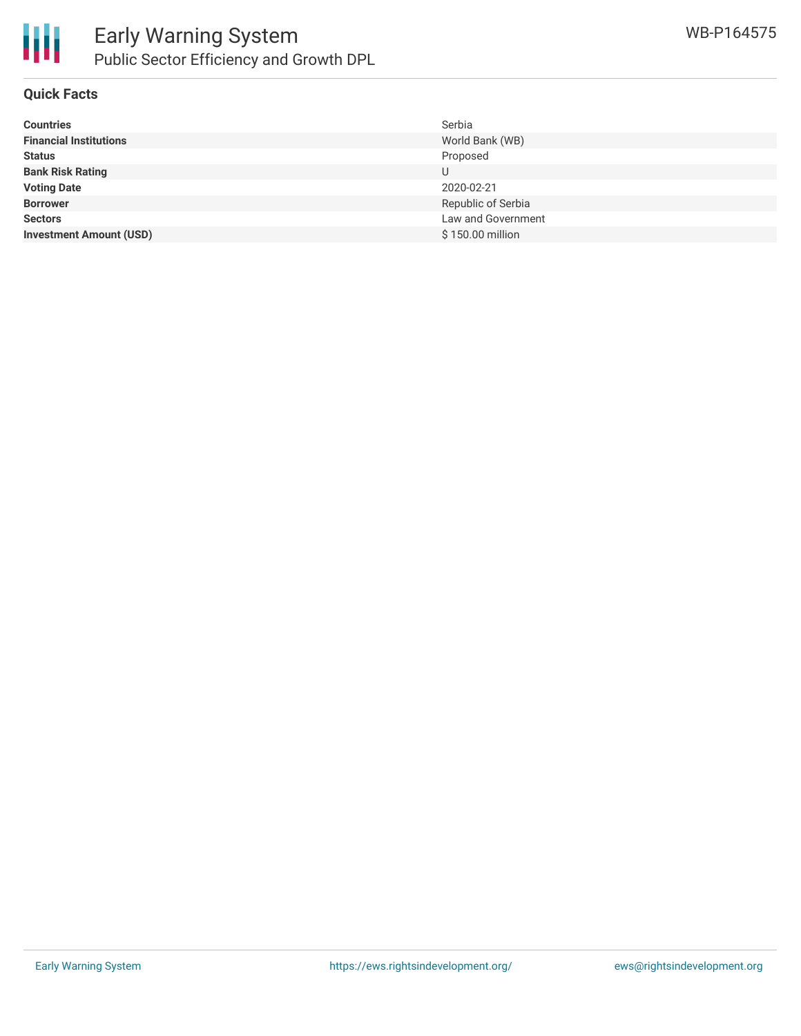# Early Warning System

## Public Sector Efficiency and Growth DPL

WB-P164575

### Quick Facts

| | |
|---|---|
| **Countries** | Serbia |
| **Financial Institutions** | World Bank (WB) |
| **Status** | Proposed |
| **Bank Risk Rating** | U |
| **Voting Date** | 2020-02-21 |
| **Borrower** | Republic of Serbia |
| **Sectors** | Law and Government |
| **Investment Amount (USD)** | $ 150.00 million |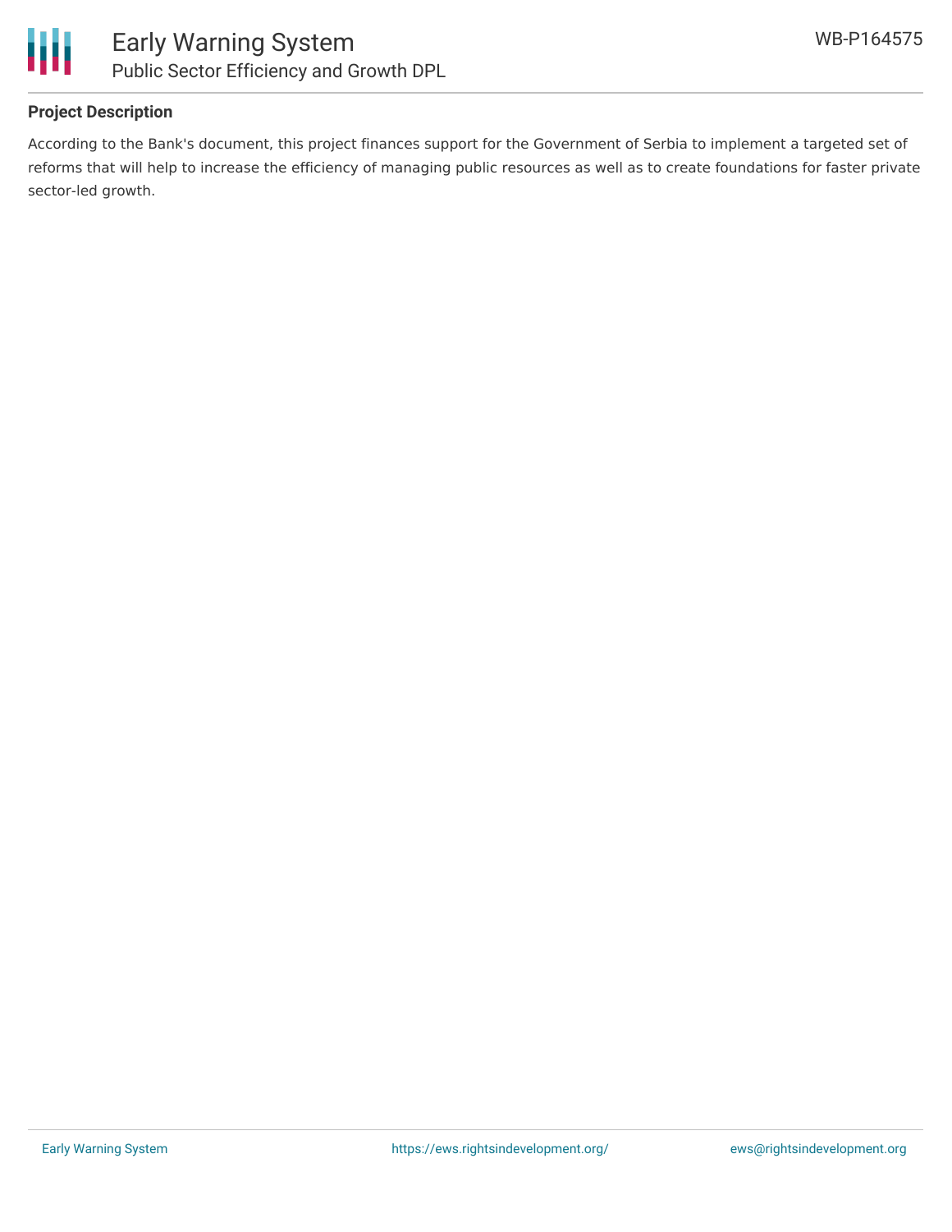## Project Description

According to the Bank's document, this project finances support for the Government of Serbia to implement a targeted set of reforms that will help to increase the efficiency of managing public resources as well as to create foundations for faster private sector-led growth.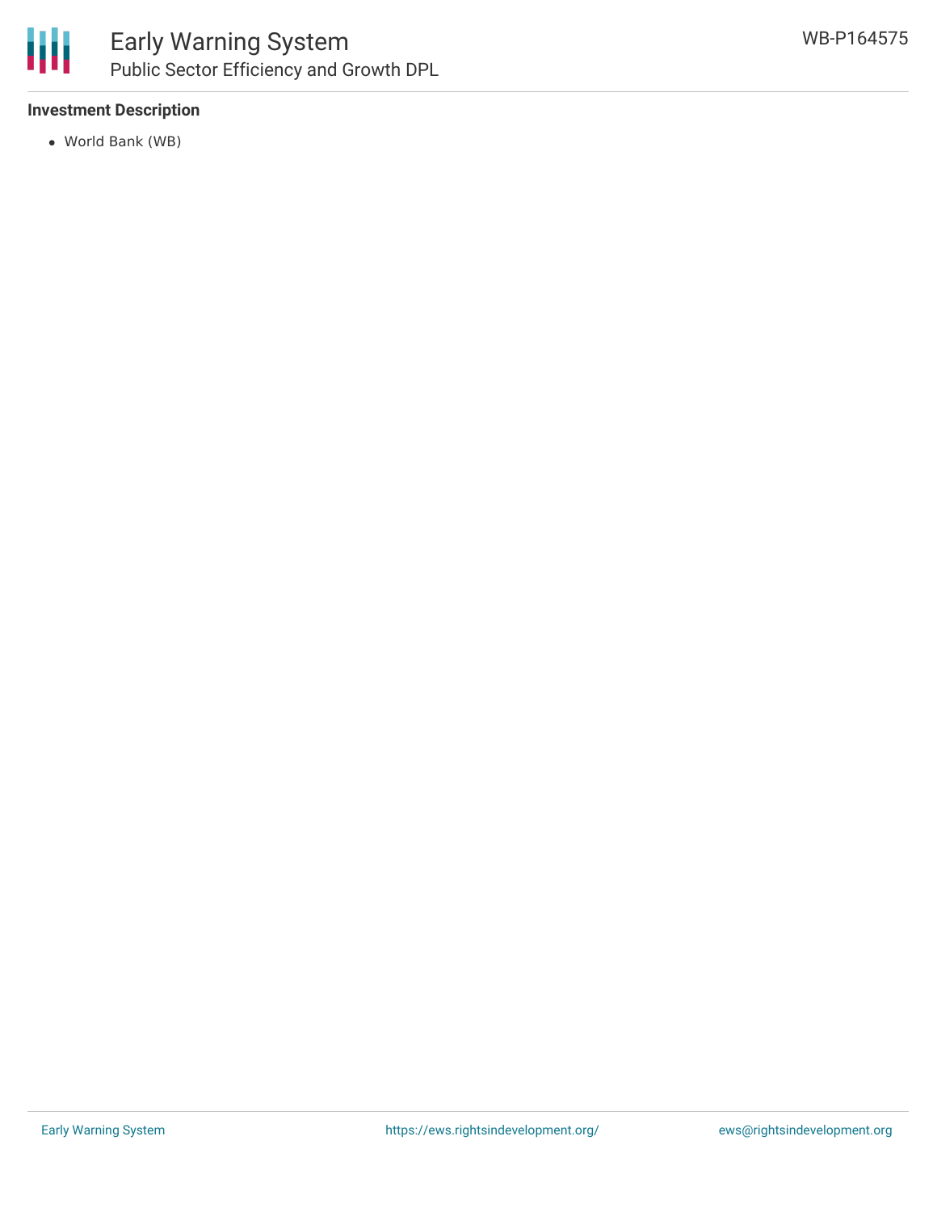**Investment Description**

- World Bank (WB)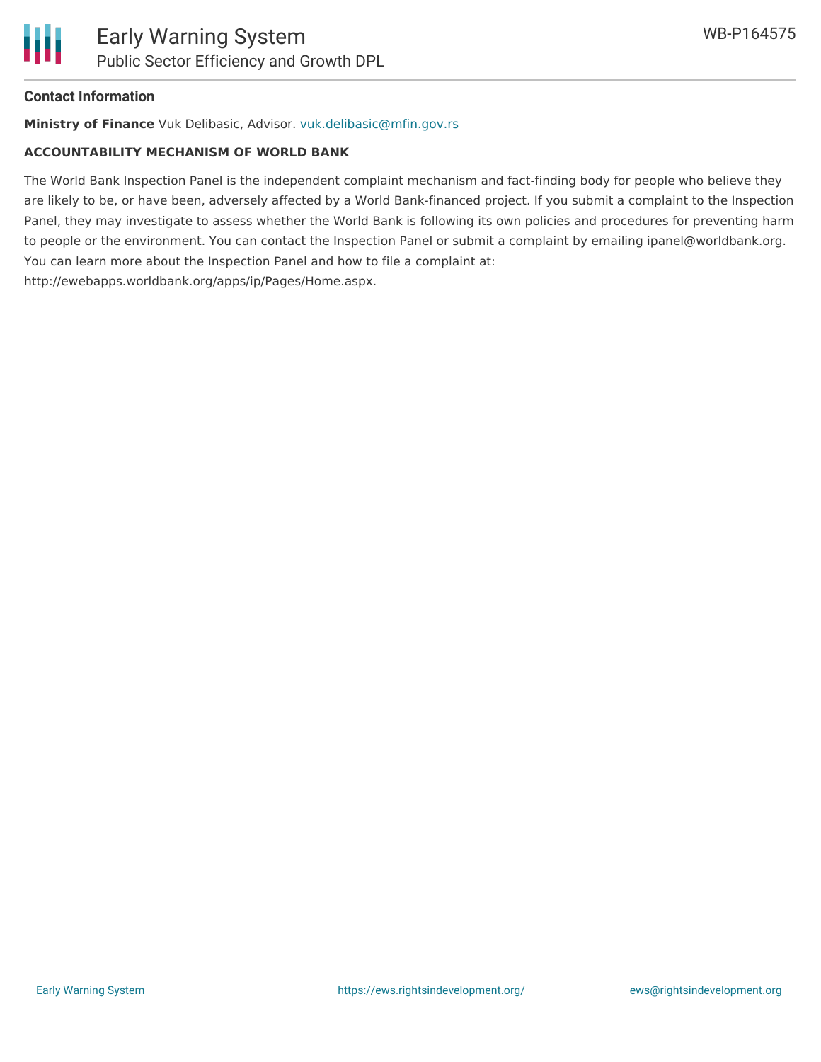## Contact Information

**Ministry of Finance** Vuk Delibasic, Advisor. vuk.delibasic@mfin.gov.rs

**ACCOUNTABILITY MECHANISM OF WORLD BANK**

The World Bank Inspection Panel is the independent complaint mechanism and fact-finding body for people who believe they are likely to be, or have been, adversely affected by a World Bank-financed project. If you submit a complaint to the Inspection Panel, they may investigate to assess whether the World Bank is following its own policies and procedures for preventing harm to people or the environment. You can contact the Inspection Panel or submit a complaint by emailing ipanel@worldbank.org. You can learn more about the Inspection Panel and how to file a complaint at: http://ewebapps.worldbank.org/apps/ip/Pages/Home.aspx.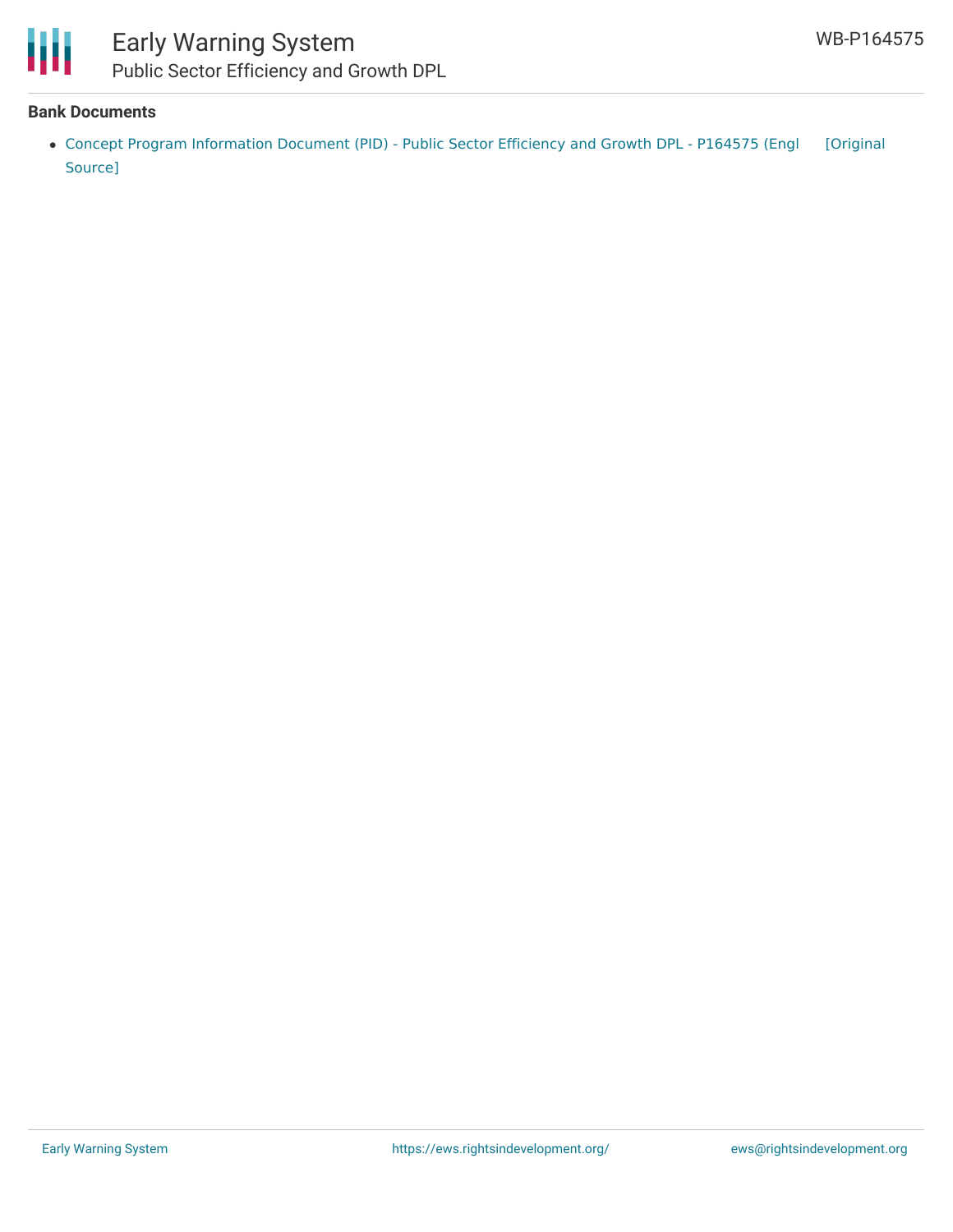**Bank Documents**

- Concept Program Information Document (PID) - Public Sector Efficiency and Growth DPL - P164575 (Engl [Original Source]